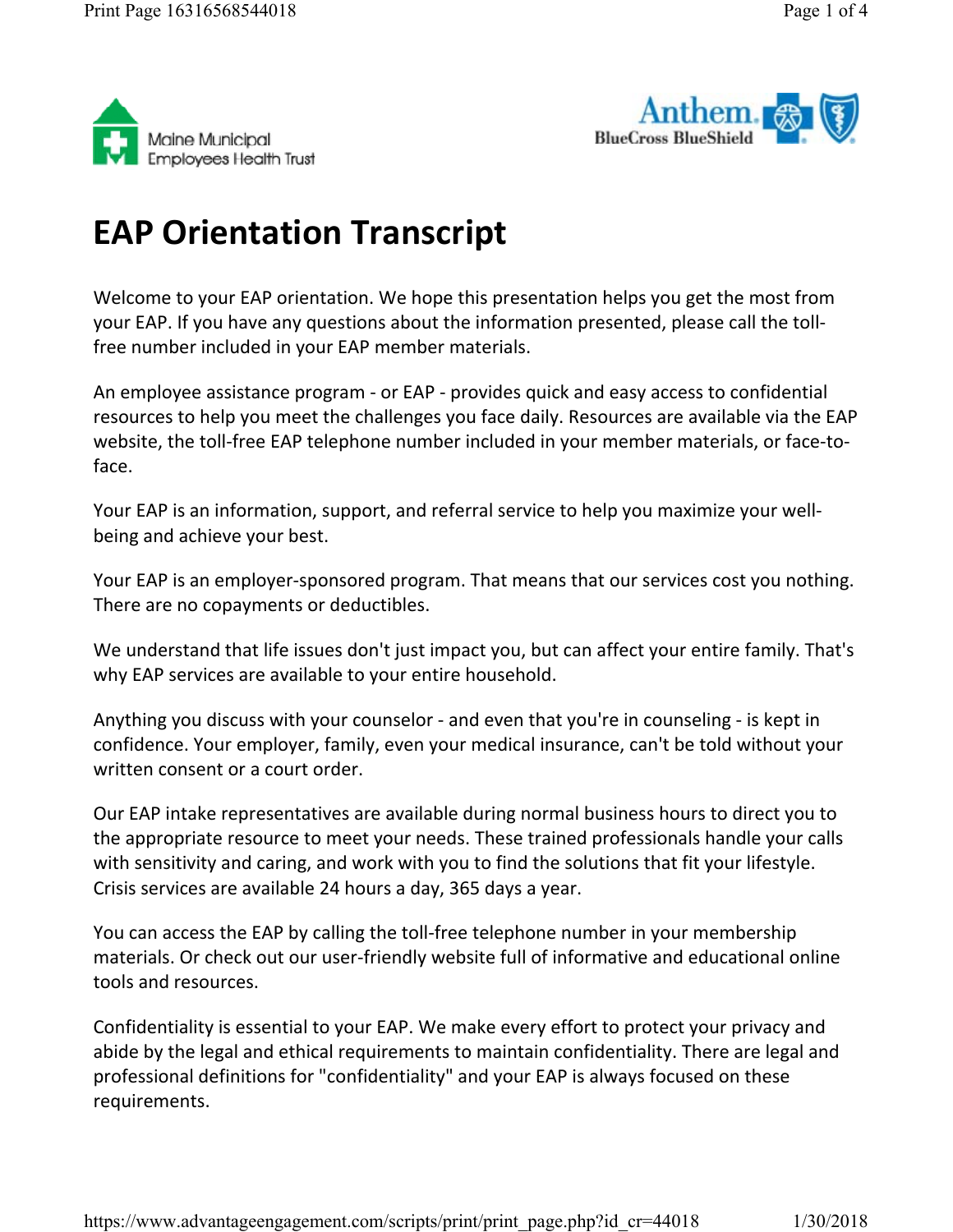Maine Municipal Employees Health Trust

Anthem BlueCross BlueShield

# EAP Orientation Transcript

Welcome to your EAP orientation. We hope this presentation helps you get the most from your EAP. If you have any questions about the information presented, please call the toll-free number included in your EAP member materials.

An employee assistance program - or EAP - provides quick and easy access to confidential resources to help you meet the challenges you face daily. Resources are available via the EAP website, the toll-free EAP telephone number included in your member materials, or face-to-face.

Your EAP is an information, support, and referral service to help you maximize your well-being and achieve your best.

Your EAP is an employer-sponsored program. That means that our services cost you nothing. There are no copayments or deductibles.

We understand that life issues don't just impact you, but can affect your entire family. That's why EAP services are available to your entire household.

Anything you discuss with your counselor - and even that you're in counseling - is kept in confidence. Your employer, family, even your medical insurance, can't be told without your written consent or a court order.

Our EAP intake representatives are available during normal business hours to direct you to the appropriate resource to meet your needs. These trained professionals handle your calls with sensitivity and caring, and work with you to find the solutions that fit your lifestyle. Crisis services are available 24 hours a day, 365 days a year.

You can access the EAP by calling the toll-free telephone number in your membership materials. Or check out our user-friendly website full of informative and educational online tools and resources.

Confidentiality is essential to your EAP. We make every effort to protect your privacy and abide by the legal and ethical requirements to maintain confidentiality. There are legal and professional definitions for "confidentiality" and your EAP is always focused on these requirements.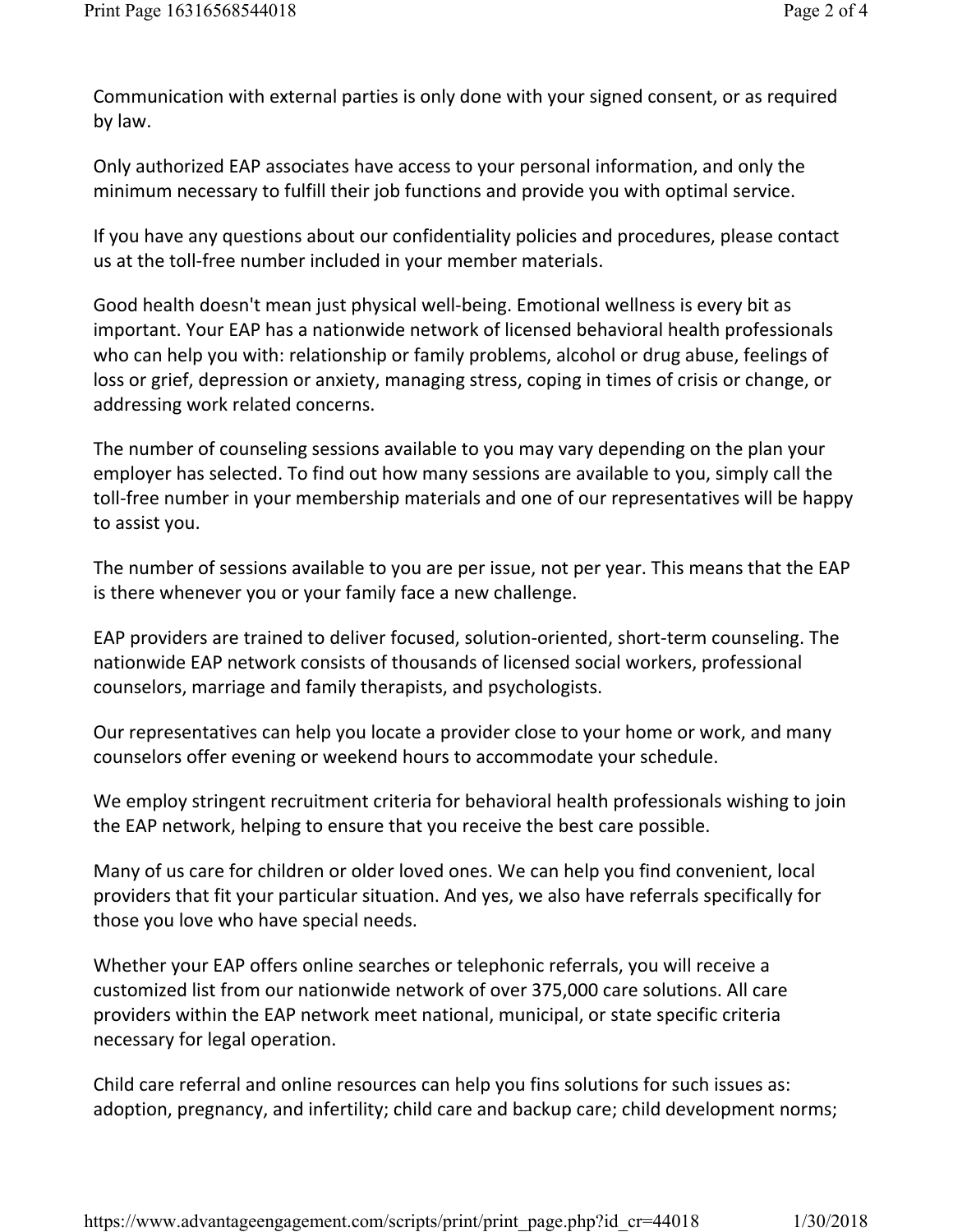Communication with external parties is only done with your signed consent, or as required by law.

Only authorized EAP associates have access to your personal information, and only the minimum necessary to fulfill their job functions and provide you with optimal service.

If you have any questions about our confidentiality policies and procedures, please contact us at the toll-free number included in your member materials.

Good health doesn't mean just physical well-being. Emotional wellness is every bit as important. Your EAP has a nationwide network of licensed behavioral health professionals who can help you with: relationship or family problems, alcohol or drug abuse, feelings of loss or grief, depression or anxiety, managing stress, coping in times of crisis or change, or addressing work related concerns.

The number of counseling sessions available to you may vary depending on the plan your employer has selected. To find out how many sessions are available to you, simply call the toll-free number in your membership materials and one of our representatives will be happy to assist you.

The number of sessions available to you are per issue, not per year. This means that the EAP is there whenever you or your family face a new challenge.

EAP providers are trained to deliver focused, solution-oriented, short-term counseling. The nationwide EAP network consists of thousands of licensed social workers, professional counselors, marriage and family therapists, and psychologists.

Our representatives can help you locate a provider close to your home or work, and many counselors offer evening or weekend hours to accommodate your schedule.

We employ stringent recruitment criteria for behavioral health professionals wishing to join the EAP network, helping to ensure that you receive the best care possible.

Many of us care for children or older loved ones. We can help you find convenient, local providers that fit your particular situation. And yes, we also have referrals specifically for those you love who have special needs.

Whether your EAP offers online searches or telephonic referrals, you will receive a customized list from our nationwide network of over 375,000 care solutions. All care providers within the EAP network meet national, municipal, or state specific criteria necessary for legal operation.

Child care referral and online resources can help you fins solutions for such issues as: adoption, pregnancy, and infertility; child care and backup care; child development norms;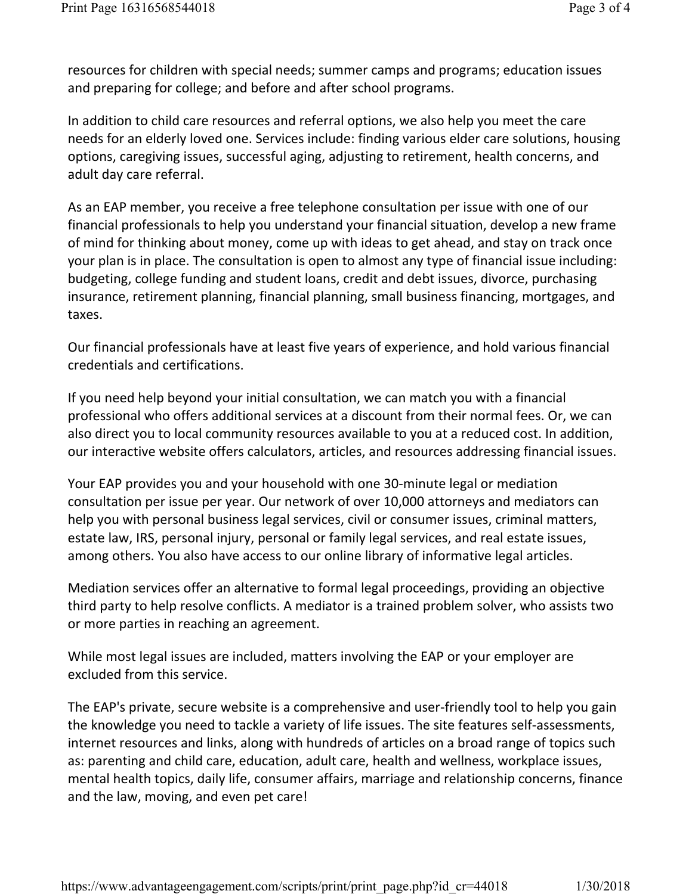resources for children with special needs; summer camps and programs; education issues and preparing for college; and before and after school programs.

In addition to child care resources and referral options, we also help you meet the care needs for an elderly loved one. Services include: finding various elder care solutions, housing options, caregiving issues, successful aging, adjusting to retirement, health concerns, and adult day care referral.

As an EAP member, you receive a free telephone consultation per issue with one of our financial professionals to help you understand your financial situation, develop a new frame of mind for thinking about money, come up with ideas to get ahead, and stay on track once your plan is in place. The consultation is open to almost any type of financial issue including: budgeting, college funding and student loans, credit and debt issues, divorce, purchasing insurance, retirement planning, financial planning, small business financing, mortgages, and taxes.

Our financial professionals have at least five years of experience, and hold various financial credentials and certifications.

If you need help beyond your initial consultation, we can match you with a financial professional who offers additional services at a discount from their normal fees. Or, we can also direct you to local community resources available to you at a reduced cost. In addition, our interactive website offers calculators, articles, and resources addressing financial issues.

Your EAP provides you and your household with one 30-minute legal or mediation consultation per issue per year. Our network of over 10,000 attorneys and mediators can help you with personal business legal services, civil or consumer issues, criminal matters, estate law, IRS, personal injury, personal or family legal services, and real estate issues, among others. You also have access to our online library of informative legal articles.

Mediation services offer an alternative to formal legal proceedings, providing an objective third party to help resolve conflicts. A mediator is a trained problem solver, who assists two or more parties in reaching an agreement.

While most legal issues are included, matters involving the EAP or your employer are excluded from this service.

The EAP's private, secure website is a comprehensive and user-friendly tool to help you gain the knowledge you need to tackle a variety of life issues. The site features self-assessments, internet resources and links, along with hundreds of articles on a broad range of topics such as: parenting and child care, education, adult care, health and wellness, workplace issues, mental health topics, daily life, consumer affairs, marriage and relationship concerns, finance and the law, moving, and even pet care!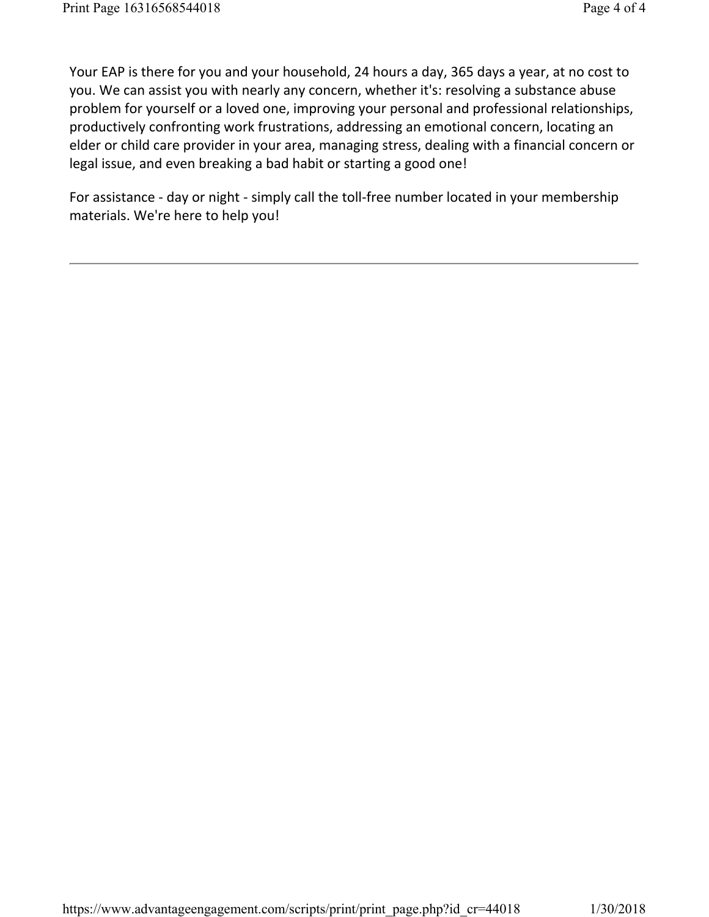Your EAP is there for you and your household, 24 hours a day, 365 days a year, at no cost to you. We can assist you with nearly any concern, whether it's: resolving a substance abuse problem for yourself or a loved one, improving your personal and professional relationships, productively confronting work frustrations, addressing an emotional concern, locating an elder or child care provider in your area, managing stress, dealing with a financial concern or legal issue, and even breaking a bad habit or starting a good one!

For assistance - day or night - simply call the toll-free number located in your membership materials. We're here to help you!

---